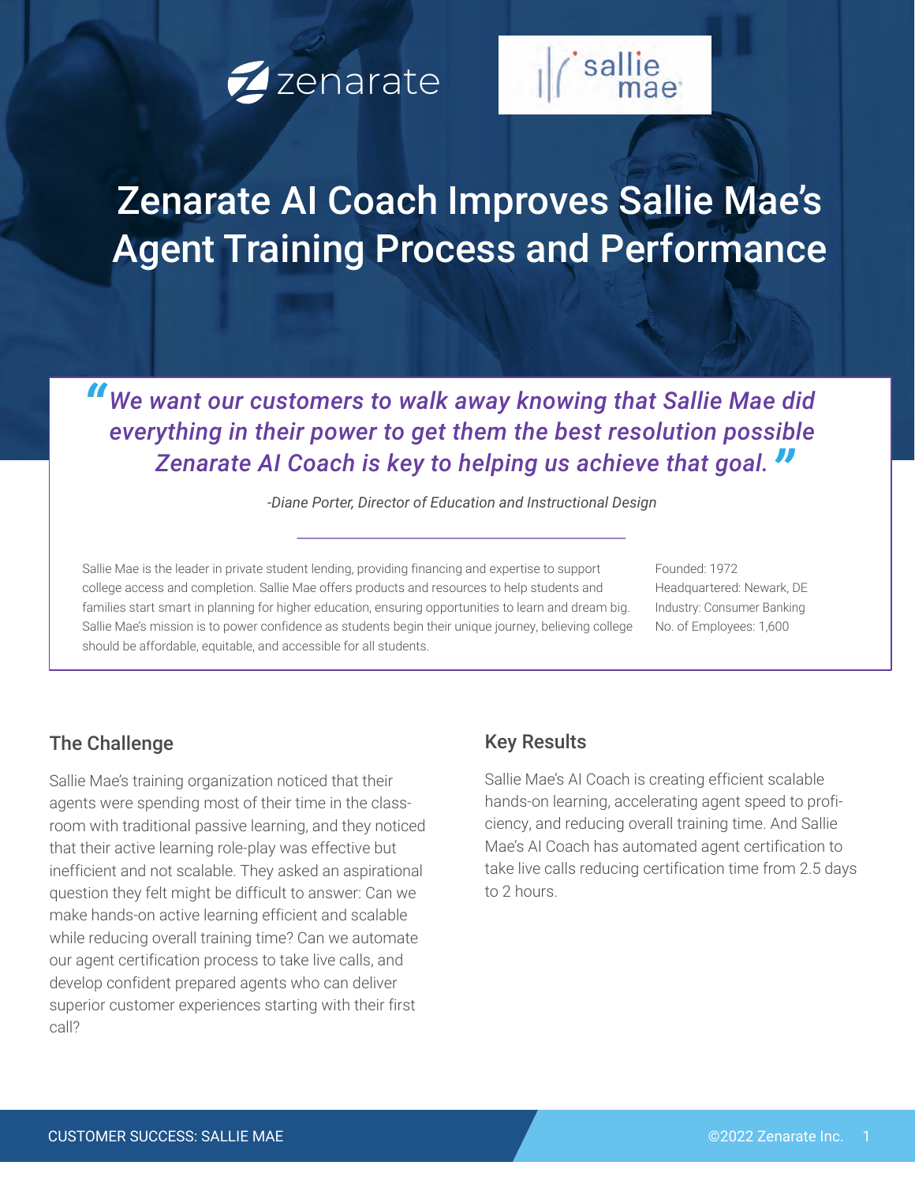zenarate

sallie mae

# Zenarate AI Coach Improves Sallie Mae's Agent Training Process and Performance

> *"We want our customers to walk away knowing that Sallie Mae did everything in their power to get them the best resolution possible Zenarate AI Coach is key to helping us achieve that goal."*
>
> *-Diane Porter, Director of Education and Instructional Design*

Sallie Mae is the leader in private student lending, providing financing and expertise to support college access and completion. Sallie Mae offers products and resources to help students and families start smart in planning for higher education, ensuring opportunities to learn and dream big. Sallie Mae's mission is to power confidence as students begin their unique journey, believing college should be affordable, equitable, and accessible for all students.

Founded: 1972
Headquartered: Newark, DE
Industry: Consumer Banking
No. of Employees: 1,600

## The Challenge

Sallie Mae's training organization noticed that their agents were spending most of their time in the classroom with traditional passive learning, and they noticed that their active learning role-play was effective but inefficient and not scalable. They asked an aspirational question they felt might be difficult to answer: Can we make hands-on active learning efficient and scalable while reducing overall training time? Can we automate our agent certification process to take live calls, and develop confident prepared agents who can deliver superior customer experiences starting with their first call?

## Key Results

Sallie Mae's AI Coach is creating efficient scalable hands-on learning, accelerating agent speed to proficiency, and reducing overall training time. And Sallie Mae's AI Coach has automated agent certification to take live calls reducing certification time from 2.5 days to 2 hours.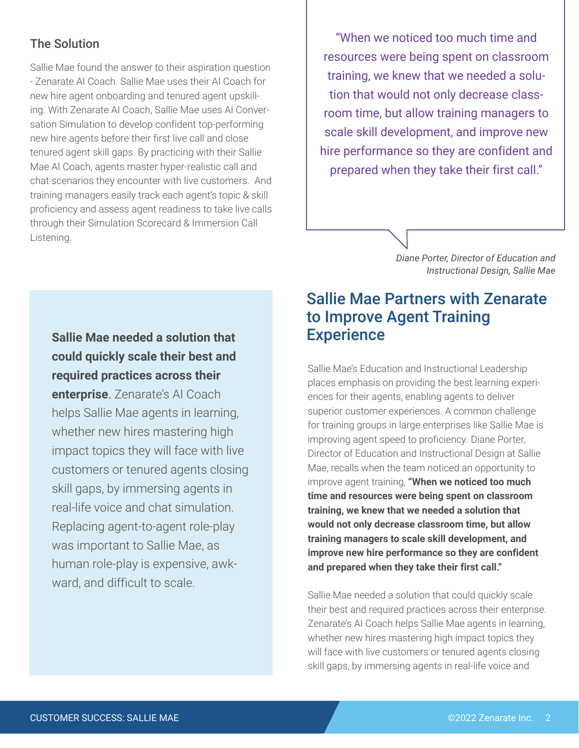## The Solution

Sallie Mae found the answer to their aspiration question - Zenarate AI Coach. Sallie Mae uses their AI Coach for new hire agent onboarding and tenured agent upskilling. With Zenarate AI Coach, Sallie Mae uses AI Conversation Simulation to develop confident top-performing new hire agents before their first live call and close tenured agent skill gaps. By practicing with their Sallie Mae AI Coach, agents master hyper-realistic call and chat scenarios they encounter with live customers. And training managers easily track each agent's topic & skill proficiency and assess agent readiness to take live calls through their Simulation Scorecard & Immersion Call Listening.

> "When we noticed too much time and resources were being spent on classroom training, we knew that we needed a solution that would not only decrease classroom time, but allow training managers to scale skill development, and improve new hire performance so they are confident and prepared when they take their first call."
>
> *Diane Porter, Director of Education and Instructional Design, Sallie Mae*

> **Sallie Mae needed a solution that could quickly scale their best and required practices across their enterprise**. Zenarate's AI Coach helps Sallie Mae agents in learning, whether new hires mastering high impact topics they will face with live customers or tenured agents closing skill gaps, by immersing agents in real-life voice and chat simulation. Replacing agent-to-agent role-play was important to Sallie Mae, as human role-play is expensive, awkward, and difficult to scale.

## Sallie Mae Partners with Zenarate to Improve Agent Training Experience

Sallie Mae's Education and Instructional Leadership places emphasis on providing the best learning experiences for their agents, enabling agents to deliver superior customer experiences. A common challenge for training groups in large enterprises like Sallie Mae is improving agent speed to proficiency. Diane Porter, Director of Education and Instructional Design at Sallie Mae, recalls when the team noticed an opportunity to improve agent training, **"When we noticed too much time and resources were being spent on classroom training, we knew that we needed a solution that would not only decrease classroom time, but allow training managers to scale skill development, and improve new hire performance so they are confident and prepared when they take their first call."**

Sallie Mae needed a solution that could quickly scale their best and required practices across their enterprise. Zenarate's AI Coach helps Sallie Mae agents in learning, whether new hires mastering high impact topics they will face with live customers or tenured agents closing skill gaps, by immersing agents in real-life voice and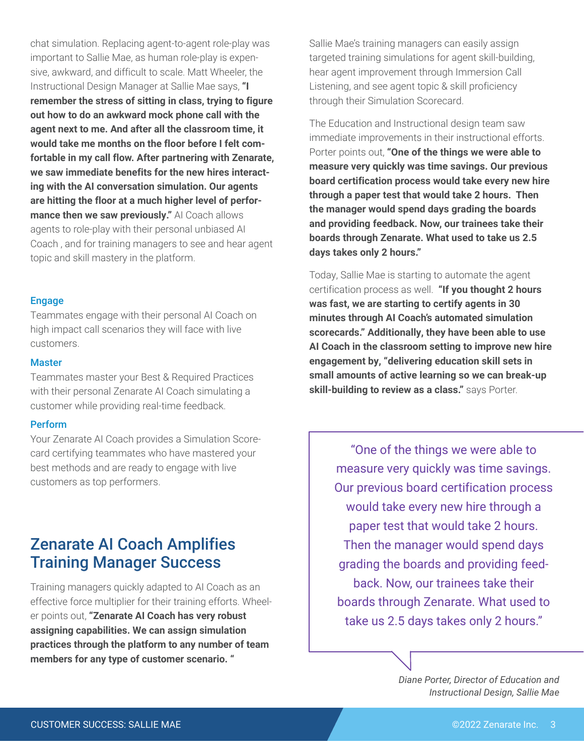chat simulation. Replacing agent-to-agent role-play was important to Sallie Mae, as human role-play is expensive, awkward, and difficult to scale. Matt Wheeler, the Instructional Design Manager at Sallie Mae says, **"I remember the stress of sitting in class, trying to figure out how to do an awkward mock phone call with the agent next to me. And after all the classroom time, it would take me months on the floor before I felt comfortable in my call flow. After partnering with Zenarate, we saw immediate benefits for the new hires interacting with the AI conversation simulation. Our agents are hitting the floor at a much higher level of performance then we saw previously."** AI Coach allows agents to role-play with their personal unbiased AI Coach , and for training managers to see and hear agent topic and skill mastery in the platform.

### Engage

Teammates engage with their personal AI Coach on high impact call scenarios they will face with live customers.

### Master

Teammates master your Best & Required Practices with their personal Zenarate AI Coach simulating a customer while providing real-time feedback.

### Perform

Your Zenarate AI Coach provides a Simulation Scorecard certifying teammates who have mastered your best methods and are ready to engage with live customers as top performers.

## Zenarate AI Coach Amplifies Training Manager Success

Training managers quickly adapted to AI Coach as an effective force multiplier for their training efforts. Wheeler points out, **"Zenarate AI Coach has very robust assigning capabilities. We can assign simulation practices through the platform to any number of team members for any type of customer scenario. "**

Sallie Mae's training managers can easily assign targeted training simulations for agent skill-building, hear agent improvement through Immersion Call Listening, and see agent topic & skill proficiency through their Simulation Scorecard.

The Education and Instructional design team saw immediate improvements in their instructional efforts. Porter points out, **"One of the things we were able to measure very quickly was time savings. Our previous board certification process would take every new hire through a paper test that would take 2 hours. Then the manager would spend days grading the boards and providing feedback. Now, our trainees take their boards through Zenarate. What used to take us 2.5 days takes only 2 hours."**

Today, Sallie Mae is starting to automate the agent certification process as well. **"If you thought 2 hours was fast, we are starting to certify agents in 30 minutes through AI Coach's automated simulation scorecards." Additionally, they have been able to use AI Coach in the classroom setting to improve new hire engagement by, "delivering education skill sets in small amounts of active learning so we can break-up skill-building to review as a class."** says Porter.

> "One of the things we were able to measure very quickly was time savings. Our previous board certification process would take every new hire through a paper test that would take 2 hours. Then the manager would spend days grading the boards and providing feedback. Now, our trainees take their boards through Zenarate. What used to take us 2.5 days takes only 2 hours."

*Diane Porter, Director of Education and Instructional Design, Sallie Mae*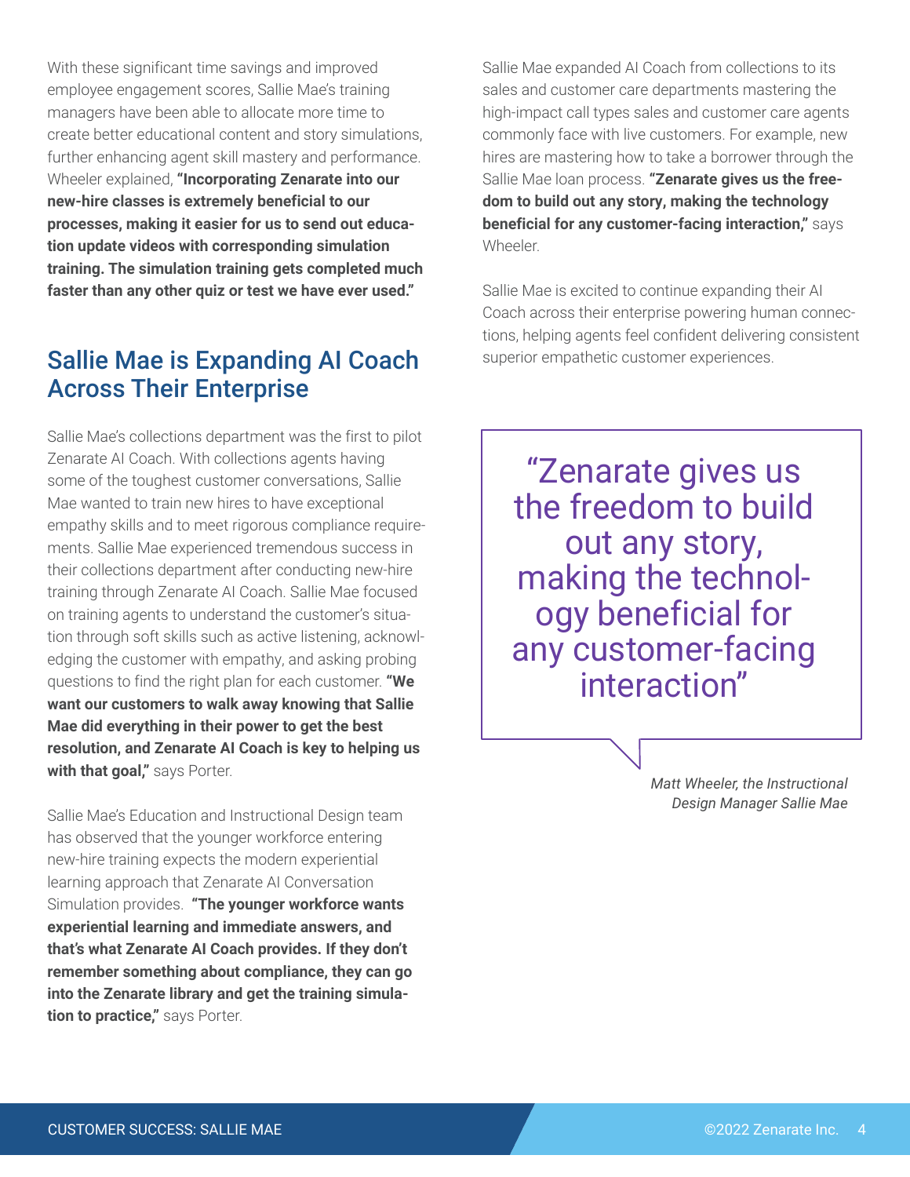With these significant time savings and improved employee engagement scores, Sallie Mae's training managers have been able to allocate more time to create better educational content and story simulations, further enhancing agent skill mastery and performance. Wheeler explained, **"Incorporating Zenarate into our new-hire classes is extremely beneficial to our processes, making it easier for us to send out education update videos with corresponding simulation training. The simulation training gets completed much faster than any other quiz or test we have ever used."**

## Sallie Mae is Expanding AI Coach Across Their Enterprise

Sallie Mae's collections department was the first to pilot Zenarate AI Coach. With collections agents having some of the toughest customer conversations, Sallie Mae wanted to train new hires to have exceptional empathy skills and to meet rigorous compliance requirements. Sallie Mae experienced tremendous success in their collections department after conducting new-hire training through Zenarate AI Coach. Sallie Mae focused on training agents to understand the customer's situation through soft skills such as active listening, acknowledging the customer with empathy, and asking probing questions to find the right plan for each customer. **"We want our customers to walk away knowing that Sallie Mae did everything in their power to get the best resolution, and Zenarate AI Coach is key to helping us with that goal,"** says Porter.

Sallie Mae's Education and Instructional Design team has observed that the younger workforce entering new-hire training expects the modern experiential learning approach that Zenarate AI Conversation Simulation provides. **"The younger workforce wants experiential learning and immediate answers, and that's what Zenarate AI Coach provides. If they don't remember something about compliance, they can go into the Zenarate library and get the training simulation to practice,"** says Porter.

Sallie Mae expanded AI Coach from collections to its sales and customer care departments mastering the high-impact call types sales and customer care agents commonly face with live customers. For example, new hires are mastering how to take a borrower through the Sallie Mae loan process. **"Zenarate gives us the freedom to build out any story, making the technology beneficial for any customer-facing interaction,"** says Wheeler.

Sallie Mae is excited to continue expanding their AI Coach across their enterprise powering human connections, helping agents feel confident delivering consistent superior empathetic customer experiences.

> "Zenarate gives us the freedom to build out any story, making the technology beneficial for any customer-facing interaction"

*Matt Wheeler, the Instructional Design Manager Sallie Mae*